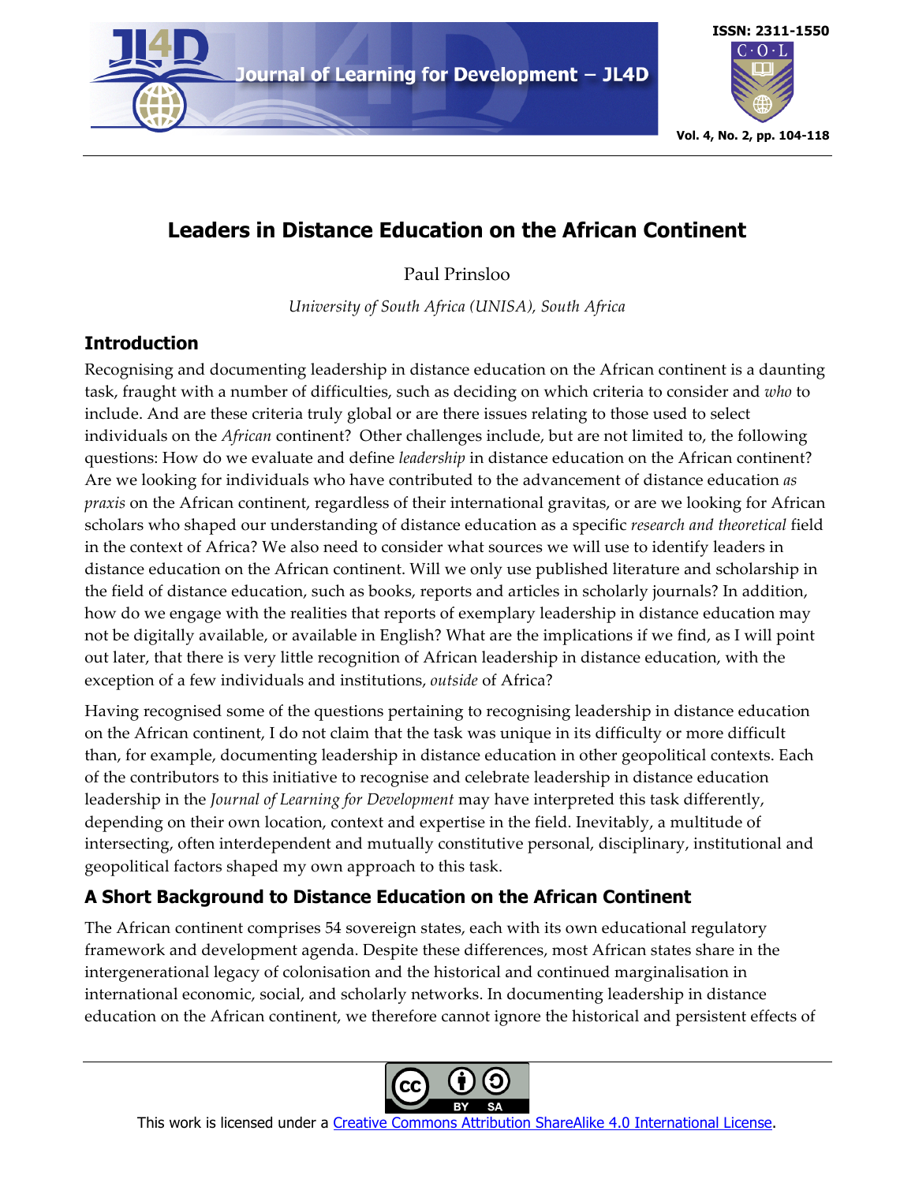# Leaders in Distance Education on the African Continent

Paul Prinsloo

*University of South Africa (UNISA), South Africa*

## Introduction

Recognising and documenting leadership in distance education on the African continent is a daunting task, fraught with a number of difficulties, such as deciding on which criteria to consider and *who* to include. And are these criteria truly global or are there issues relating to those used to select individuals on the *African* continent? Other challenges include, but are not limited to, the following questions: How do we evaluate and define *leadership* in distance education on the African continent? Are we looking for individuals who have contributed to the advancement of distance education *as praxis* on the African continent, regardless of their international gravitas, or are we looking for African scholars who shaped our understanding of distance education as a specific *research and theoretical* field in the context of Africa? We also need to consider what sources we will use to identify leaders in distance education on the African continent. Will we only use published literature and scholarship in the field of distance education, such as books, reports and articles in scholarly journals? In addition, how do we engage with the realities that reports of exemplary leadership in distance education may not be digitally available, or available in English? What are the implications if we find, as I will point out later, that there is very little recognition of African leadership in distance education, with the exception of a few individuals and institutions, *outside* of Africa?

Having recognised some of the questions pertaining to recognising leadership in distance education on the African continent, I do not claim that the task was unique in its difficulty or more difficult than, for example, documenting leadership in distance education in other geopolitical contexts. Each of the contributors to this initiative to recognise and celebrate leadership in distance education leadership in the *Journal of Learning for Development* may have interpreted this task differently, depending on their own location, context and expertise in the field. Inevitably, a multitude of intersecting, often interdependent and mutually constitutive personal, disciplinary, institutional and geopolitical factors shaped my own approach to this task.

## A Short Background to Distance Education on the African Continent

The African continent comprises 54 sovereign states, each with its own educational regulatory framework and development agenda. Despite these differences, most African states share in the intergenerational legacy of colonisation and the historical and continued marginalisation in international economic, social, and scholarly networks. In documenting leadership in distance education on the African continent, we therefore cannot ignore the historical and persistent effects of

This work is licensed under a Creative Commons Attribution ShareAlike 4.0 International License.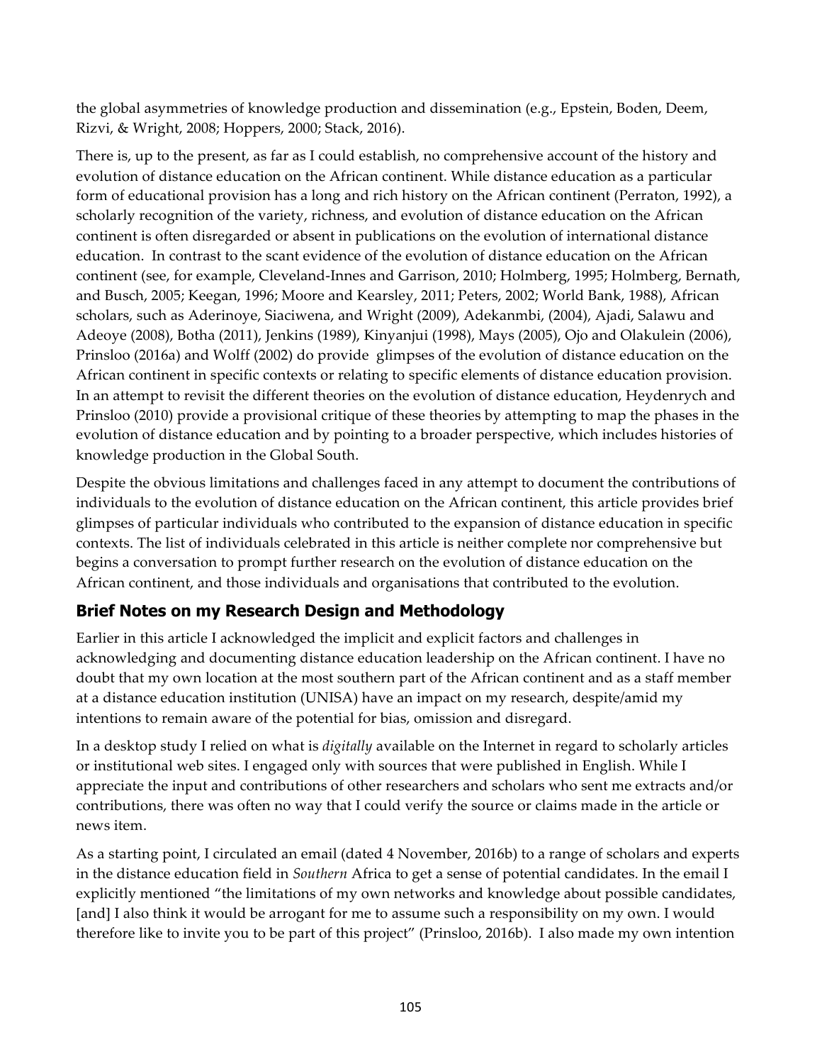the global asymmetries of knowledge production and dissemination (e.g., Epstein, Boden, Deem, Rizvi, & Wright, 2008; Hoppers, 2000; Stack, 2016).

There is, up to the present, as far as I could establish, no comprehensive account of the history and evolution of distance education on the African continent. While distance education as a particular form of educational provision has a long and rich history on the African continent (Perraton, 1992), a scholarly recognition of the variety, richness, and evolution of distance education on the African continent is often disregarded or absent in publications on the evolution of international distance education. In contrast to the scant evidence of the evolution of distance education on the African continent (see, for example, Cleveland-Innes and Garrison, 2010; Holmberg, 1995; Holmberg, Bernath, and Busch, 2005; Keegan, 1996; Moore and Kearsley, 2011; Peters, 2002; World Bank, 1988), African scholars, such as Aderinoye, Siaciwena, and Wright (2009), Adekanmbi, (2004), Ajadi, Salawu and Adeoye (2008), Botha (2011), Jenkins (1989), Kinyanjui (1998), Mays (2005), Ojo and Olakulein (2006), Prinsloo (2016a) and Wolff (2002) do provide glimpses of the evolution of distance education on the African continent in specific contexts or relating to specific elements of distance education provision. In an attempt to revisit the different theories on the evolution of distance education, Heydenrych and Prinsloo (2010) provide a provisional critique of these theories by attempting to map the phases in the evolution of distance education and by pointing to a broader perspective, which includes histories of knowledge production in the Global South.

Despite the obvious limitations and challenges faced in any attempt to document the contributions of individuals to the evolution of distance education on the African continent, this article provides brief glimpses of particular individuals who contributed to the expansion of distance education in specific contexts. The list of individuals celebrated in this article is neither complete nor comprehensive but begins a conversation to prompt further research on the evolution of distance education on the African continent, and those individuals and organisations that contributed to the evolution.

## Brief Notes on my Research Design and Methodology

Earlier in this article I acknowledged the implicit and explicit factors and challenges in acknowledging and documenting distance education leadership on the African continent. I have no doubt that my own location at the most southern part of the African continent and as a staff member at a distance education institution (UNISA) have an impact on my research, despite/amid my intentions to remain aware of the potential for bias, omission and disregard.

In a desktop study I relied on what is *digitally* available on the Internet in regard to scholarly articles or institutional web sites. I engaged only with sources that were published in English. While I appreciate the input and contributions of other researchers and scholars who sent me extracts and/or contributions, there was often no way that I could verify the source or claims made in the article or news item.

As a starting point, I circulated an email (dated 4 November, 2016b) to a range of scholars and experts in the distance education field in *Southern* Africa to get a sense of potential candidates. In the email I explicitly mentioned "the limitations of my own networks and knowledge about possible candidates, [and] I also think it would be arrogant for me to assume such a responsibility on my own. I would therefore like to invite you to be part of this project" (Prinsloo, 2016b). I also made my own intention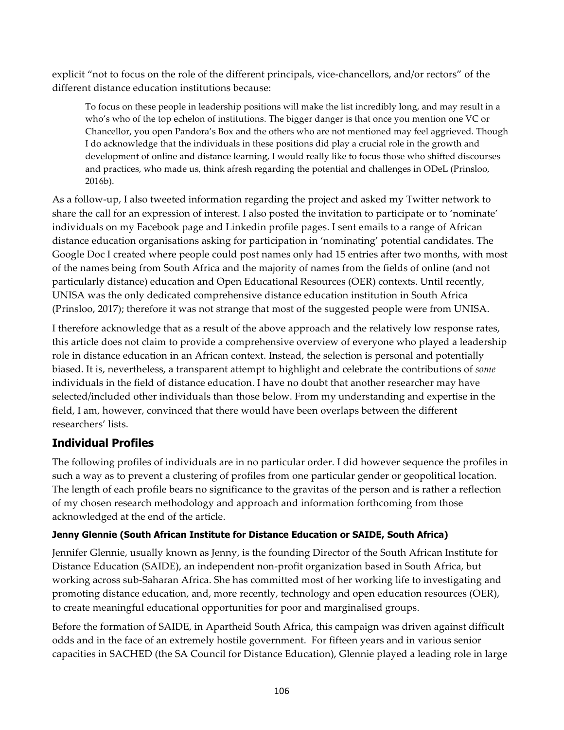explicit "not to focus on the role of the different principals, vice-chancellors, and/or rectors" of the different distance education institutions because:

> To focus on these people in leadership positions will make the list incredibly long, and may result in a who's who of the top echelon of institutions. The bigger danger is that once you mention one VC or Chancellor, you open Pandora's Box and the others who are not mentioned may feel aggrieved. Though I do acknowledge that the individuals in these positions did play a crucial role in the growth and development of online and distance learning, I would really like to focus those who shifted discourses and practices, who made us, think afresh regarding the potential and challenges in ODeL (Prinsloo, 2016b).

As a follow-up, I also tweeted information regarding the project and asked my Twitter network to share the call for an expression of interest. I also posted the invitation to participate or to 'nominate' individuals on my Facebook page and Linkedin profile pages. I sent emails to a range of African distance education organisations asking for participation in 'nominating' potential candidates. The Google Doc I created where people could post names only had 15 entries after two months, with most of the names being from South Africa and the majority of names from the fields of online (and not particularly distance) education and Open Educational Resources (OER) contexts. Until recently, UNISA was the only dedicated comprehensive distance education institution in South Africa (Prinsloo, 2017); therefore it was not strange that most of the suggested people were from UNISA.

I therefore acknowledge that as a result of the above approach and the relatively low response rates, this article does not claim to provide a comprehensive overview of everyone who played a leadership role in distance education in an African context. Instead, the selection is personal and potentially biased. It is, nevertheless, a transparent attempt to highlight and celebrate the contributions of *some* individuals in the field of distance education. I have no doubt that another researcher may have selected/included other individuals than those below. From my understanding and expertise in the field, I am, however, convinced that there would have been overlaps between the different researchers' lists.

## Individual Profiles

The following profiles of individuals are in no particular order. I did however sequence the profiles in such a way as to prevent a clustering of profiles from one particular gender or geopolitical location. The length of each profile bears no significance to the gravitas of the person and is rather a reflection of my chosen research methodology and approach and information forthcoming from those acknowledged at the end of the article.

#### Jenny Glennie (South African Institute for Distance Education or SAIDE, South Africa)

Jennifer Glennie, usually known as Jenny, is the founding Director of the South African Institute for Distance Education (SAIDE), an independent non-profit organization based in South Africa, but working across sub-Saharan Africa. She has committed most of her working life to investigating and promoting distance education, and, more recently, technology and open education resources (OER), to create meaningful educational opportunities for poor and marginalised groups.

Before the formation of SAIDE, in Apartheid South Africa, this campaign was driven against difficult odds and in the face of an extremely hostile government. For fifteen years and in various senior capacities in SACHED (the SA Council for Distance Education), Glennie played a leading role in large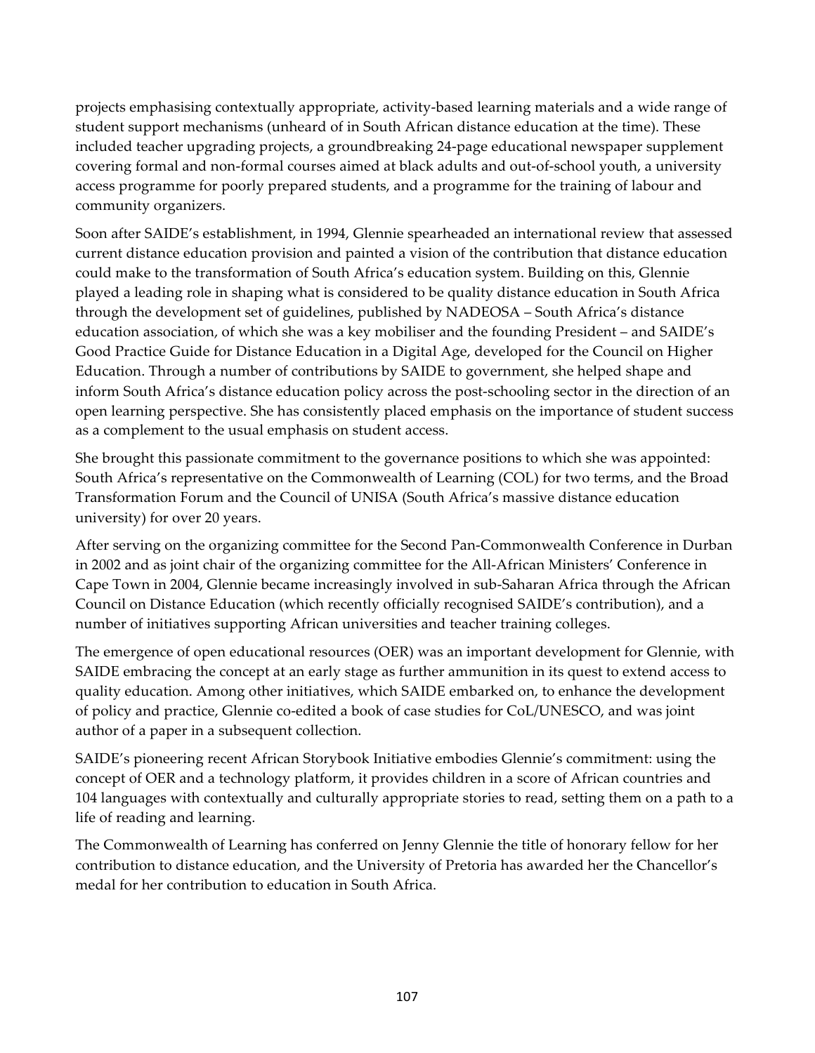projects emphasising contextually appropriate, activity-based learning materials and a wide range of student support mechanisms (unheard of in South African distance education at the time). These included teacher upgrading projects, a groundbreaking 24-page educational newspaper supplement covering formal and non-formal courses aimed at black adults and out-of-school youth, a university access programme for poorly prepared students, and a programme for the training of labour and community organizers.

Soon after SAIDE's establishment, in 1994, Glennie spearheaded an international review that assessed current distance education provision and painted a vision of the contribution that distance education could make to the transformation of South Africa's education system. Building on this, Glennie played a leading role in shaping what is considered to be quality distance education in South Africa through the development set of guidelines, published by NADEOSA – South Africa's distance education association, of which she was a key mobiliser and the founding President – and SAIDE's Good Practice Guide for Distance Education in a Digital Age, developed for the Council on Higher Education. Through a number of contributions by SAIDE to government, she helped shape and inform South Africa's distance education policy across the post-schooling sector in the direction of an open learning perspective. She has consistently placed emphasis on the importance of student success as a complement to the usual emphasis on student access.

She brought this passionate commitment to the governance positions to which she was appointed: South Africa's representative on the Commonwealth of Learning (COL) for two terms, and the Broad Transformation Forum and the Council of UNISA (South Africa's massive distance education university) for over 20 years.

After serving on the organizing committee for the Second Pan-Commonwealth Conference in Durban in 2002 and as joint chair of the organizing committee for the All-African Ministers' Conference in Cape Town in 2004, Glennie became increasingly involved in sub-Saharan Africa through the African Council on Distance Education (which recently officially recognised SAIDE's contribution), and a number of initiatives supporting African universities and teacher training colleges.

The emergence of open educational resources (OER) was an important development for Glennie, with SAIDE embracing the concept at an early stage as further ammunition in its quest to extend access to quality education. Among other initiatives, which SAIDE embarked on, to enhance the development of policy and practice, Glennie co-edited a book of case studies for CoL/UNESCO, and was joint author of a paper in a subsequent collection.

SAIDE's pioneering recent African Storybook Initiative embodies Glennie's commitment: using the concept of OER and a technology platform, it provides children in a score of African countries and 104 languages with contextually and culturally appropriate stories to read, setting them on a path to a life of reading and learning.

The Commonwealth of Learning has conferred on Jenny Glennie the title of honorary fellow for her contribution to distance education, and the University of Pretoria has awarded her the Chancellor's medal for her contribution to education in South Africa.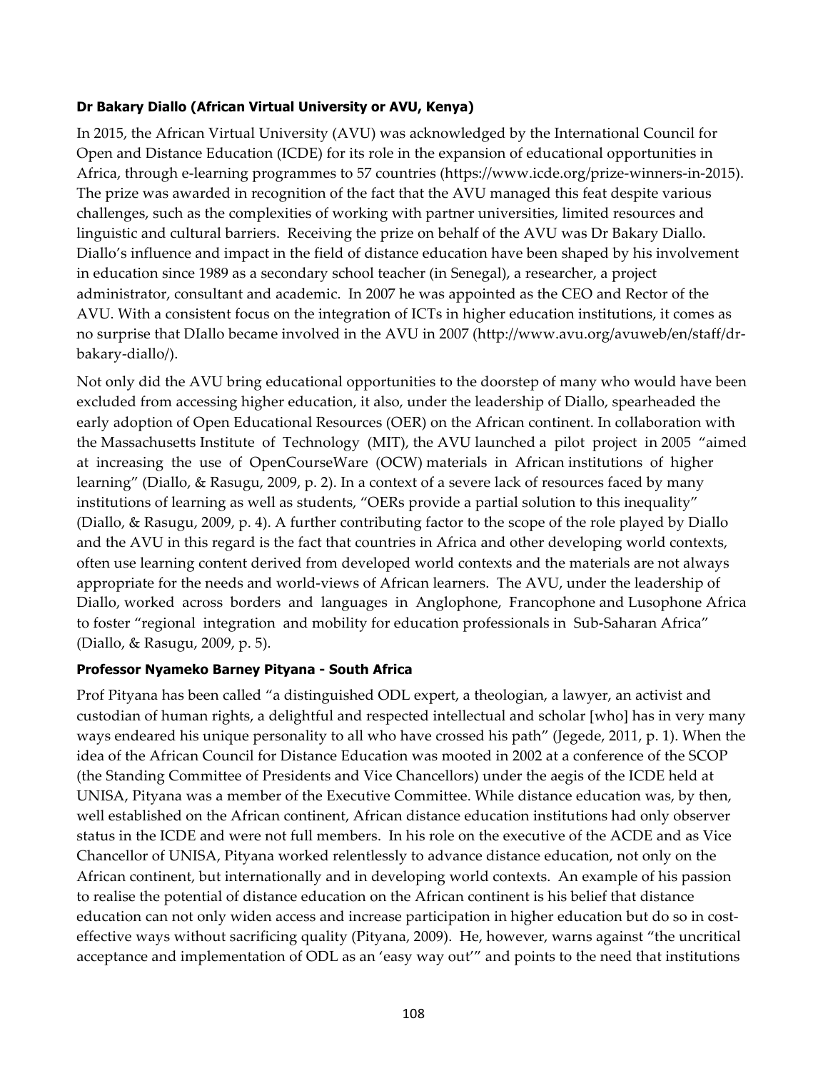**Dr Bakary Diallo (African Virtual University or AVU, Kenya)**

In 2015, the African Virtual University (AVU) was acknowledged by the International Council for Open and Distance Education (ICDE) for its role in the expansion of educational opportunities in Africa, through e-learning programmes to 57 countries (https://www.icde.org/prize-winners-in-2015). The prize was awarded in recognition of the fact that the AVU managed this feat despite various challenges, such as the complexities of working with partner universities, limited resources and linguistic and cultural barriers. Receiving the prize on behalf of the AVU was Dr Bakary Diallo. Diallo's influence and impact in the field of distance education have been shaped by his involvement in education since 1989 as a secondary school teacher (in Senegal), a researcher, a project administrator, consultant and academic. In 2007 he was appointed as the CEO and Rector of the AVU. With a consistent focus on the integration of ICTs in higher education institutions, it comes as no surprise that DIallo became involved in the AVU in 2007 (http://www.avu.org/avuweb/en/staff/dr-bakary-diallo/).

Not only did the AVU bring educational opportunities to the doorstep of many who would have been excluded from accessing higher education, it also, under the leadership of Diallo, spearheaded the early adoption of Open Educational Resources (OER) on the African continent. In collaboration with the Massachusetts Institute of Technology (MIT), the AVU launched a pilot project in 2005 "aimed at increasing the use of OpenCourseWare (OCW) materials in African institutions of higher learning" (Diallo, & Rasugu, 2009, p. 2). In a context of a severe lack of resources faced by many institutions of learning as well as students, "OERs provide a partial solution to this inequality" (Diallo, & Rasugu, 2009, p. 4). A further contributing factor to the scope of the role played by Diallo and the AVU in this regard is the fact that countries in Africa and other developing world contexts, often use learning content derived from developed world contexts and the materials are not always appropriate for the needs and world-views of African learners. The AVU, under the leadership of Diallo, worked across borders and languages in Anglophone, Francophone and Lusophone Africa to foster "regional integration and mobility for education professionals in Sub-Saharan Africa" (Diallo, & Rasugu, 2009, p. 5).

**Professor Nyameko Barney Pityana - South Africa**

Prof Pityana has been called "a distinguished ODL expert, a theologian, a lawyer, an activist and custodian of human rights, a delightful and respected intellectual and scholar [who] has in very many ways endeared his unique personality to all who have crossed his path" (Jegede, 2011, p. 1). When the idea of the African Council for Distance Education was mooted in 2002 at a conference of the SCOP (the Standing Committee of Presidents and Vice Chancellors) under the aegis of the ICDE held at UNISA, Pityana was a member of the Executive Committee. While distance education was, by then, well established on the African continent, African distance education institutions had only observer status in the ICDE and were not full members. In his role on the executive of the ACDE and as Vice Chancellor of UNISA, Pityana worked relentlessly to advance distance education, not only on the African continent, but internationally and in developing world contexts. An example of his passion to realise the potential of distance education on the African continent is his belief that distance education can not only widen access and increase participation in higher education but do so in cost-effective ways without sacrificing quality (Pityana, 2009). He, however, warns against "the uncritical acceptance and implementation of ODL as an 'easy way out'" and points to the need that institutions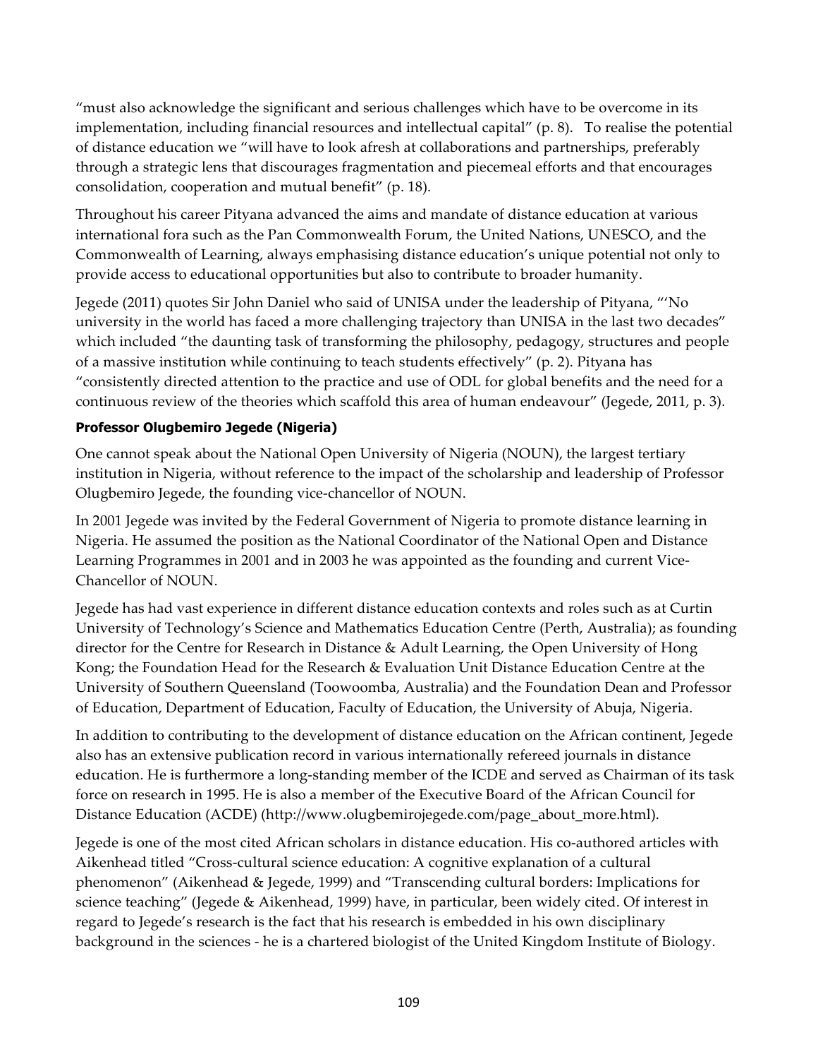"must also acknowledge the significant and serious challenges which have to be overcome in its implementation, including financial resources and intellectual capital" (p. 8). To realise the potential of distance education we "will have to look afresh at collaborations and partnerships, preferably through a strategic lens that discourages fragmentation and piecemeal efforts and that encourages consolidation, cooperation and mutual benefit" (p. 18).

Throughout his career Pityana advanced the aims and mandate of distance education at various international fora such as the Pan Commonwealth Forum, the United Nations, UNESCO, and the Commonwealth of Learning, always emphasising distance education's unique potential not only to provide access to educational opportunities but also to contribute to broader humanity.

Jegede (2011) quotes Sir John Daniel who said of UNISA under the leadership of Pityana, "'No university in the world has faced a more challenging trajectory than UNISA in the last two decades" which included "the daunting task of transforming the philosophy, pedagogy, structures and people of a massive institution while continuing to teach students effectively" (p. 2). Pityana has "consistently directed attention to the practice and use of ODL for global benefits and the need for a continuous review of the theories which scaffold this area of human endeavour" (Jegede, 2011, p. 3).

**Professor Olugbemiro Jegede (Nigeria)**

One cannot speak about the National Open University of Nigeria (NOUN), the largest tertiary institution in Nigeria, without reference to the impact of the scholarship and leadership of Professor Olugbemiro Jegede, the founding vice-chancellor of NOUN.

In 2001 Jegede was invited by the Federal Government of Nigeria to promote distance learning in Nigeria. He assumed the position as the National Coordinator of the National Open and Distance Learning Programmes in 2001 and in 2003 he was appointed as the founding and current Vice-Chancellor of NOUN.

Jegede has had vast experience in different distance education contexts and roles such as at Curtin University of Technology's Science and Mathematics Education Centre (Perth, Australia); as founding director for the Centre for Research in Distance & Adult Learning, the Open University of Hong Kong; the Foundation Head for the Research & Evaluation Unit Distance Education Centre at the University of Southern Queensland (Toowoomba, Australia) and the Foundation Dean and Professor of Education, Department of Education, Faculty of Education, the University of Abuja, Nigeria.

In addition to contributing to the development of distance education on the African continent, Jegede also has an extensive publication record in various internationally refereed journals in distance education. He is furthermore a long-standing member of the ICDE and served as Chairman of its task force on research in 1995. He is also a member of the Executive Board of the African Council for Distance Education (ACDE) (http://www.olugbemirojegede.com/page_about_more.html).

Jegede is one of the most cited African scholars in distance education. His co-authored articles with Aikenhead titled "Cross-cultural science education: A cognitive explanation of a cultural phenomenon" (Aikenhead & Jegede, 1999) and "Transcending cultural borders: Implications for science teaching" (Jegede & Aikenhead, 1999) have, in particular, been widely cited. Of interest in regard to Jegede's research is the fact that his research is embedded in his own disciplinary background in the sciences - he is a chartered biologist of the United Kingdom Institute of Biology.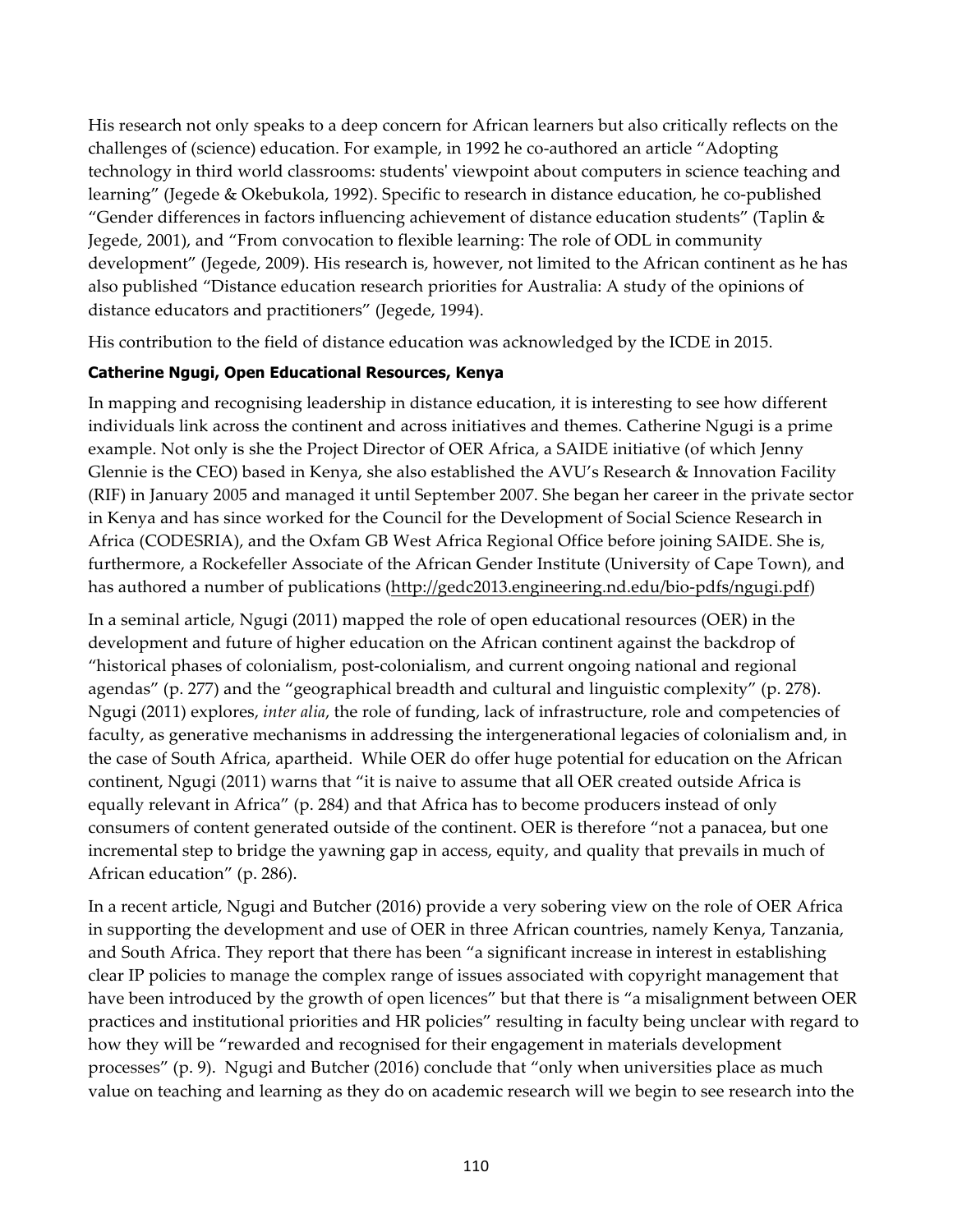His research not only speaks to a deep concern for African learners but also critically reflects on the challenges of (science) education. For example, in 1992 he co-authored an article "Adopting technology in third world classrooms: students' viewpoint about computers in science teaching and learning" (Jegede & Okebukola, 1992). Specific to research in distance education, he co-published "Gender differences in factors influencing achievement of distance education students" (Taplin & Jegede, 2001), and "From convocation to flexible learning: The role of ODL in community development" (Jegede, 2009). His research is, however, not limited to the African continent as he has also published "Distance education research priorities for Australia: A study of the opinions of distance educators and practitioners" (Jegede, 1994).

His contribution to the field of distance education was acknowledged by the ICDE in 2015.

**Catherine Ngugi, Open Educational Resources, Kenya**

In mapping and recognising leadership in distance education, it is interesting to see how different individuals link across the continent and across initiatives and themes. Catherine Ngugi is a prime example. Not only is she the Project Director of OER Africa, a SAIDE initiative (of which Jenny Glennie is the CEO) based in Kenya, she also established the AVU's Research & Innovation Facility (RIF) in January 2005 and managed it until September 2007. She began her career in the private sector in Kenya and has since worked for the Council for the Development of Social Science Research in Africa (CODESRIA), and the Oxfam GB West Africa Regional Office before joining SAIDE. She is, furthermore, a Rockefeller Associate of the African Gender Institute (University of Cape Town), and has authored a number of publications (http://gedc2013.engineering.nd.edu/bio-pdfs/ngugi.pdf)

In a seminal article, Ngugi (2011) mapped the role of open educational resources (OER) in the development and future of higher education on the African continent against the backdrop of "historical phases of colonialism, post-colonialism, and current ongoing national and regional agendas" (p. 277) and the "geographical breadth and cultural and linguistic complexity" (p. 278). Ngugi (2011) explores, *inter alia*, the role of funding, lack of infrastructure, role and competencies of faculty, as generative mechanisms in addressing the intergenerational legacies of colonialism and, in the case of South Africa, apartheid. While OER do offer huge potential for education on the African continent, Ngugi (2011) warns that "it is naive to assume that all OER created outside Africa is equally relevant in Africa" (p. 284) and that Africa has to become producers instead of only consumers of content generated outside of the continent. OER is therefore "not a panacea, but one incremental step to bridge the yawning gap in access, equity, and quality that prevails in much of African education" (p. 286).

In a recent article, Ngugi and Butcher (2016) provide a very sobering view on the role of OER Africa in supporting the development and use of OER in three African countries, namely Kenya, Tanzania, and South Africa. They report that there has been "a significant increase in interest in establishing clear IP policies to manage the complex range of issues associated with copyright management that have been introduced by the growth of open licences" but that there is "a misalignment between OER practices and institutional priorities and HR policies" resulting in faculty being unclear with regard to how they will be "rewarded and recognised for their engagement in materials development processes" (p. 9). Ngugi and Butcher (2016) conclude that "only when universities place as much value on teaching and learning as they do on academic research will we begin to see research into the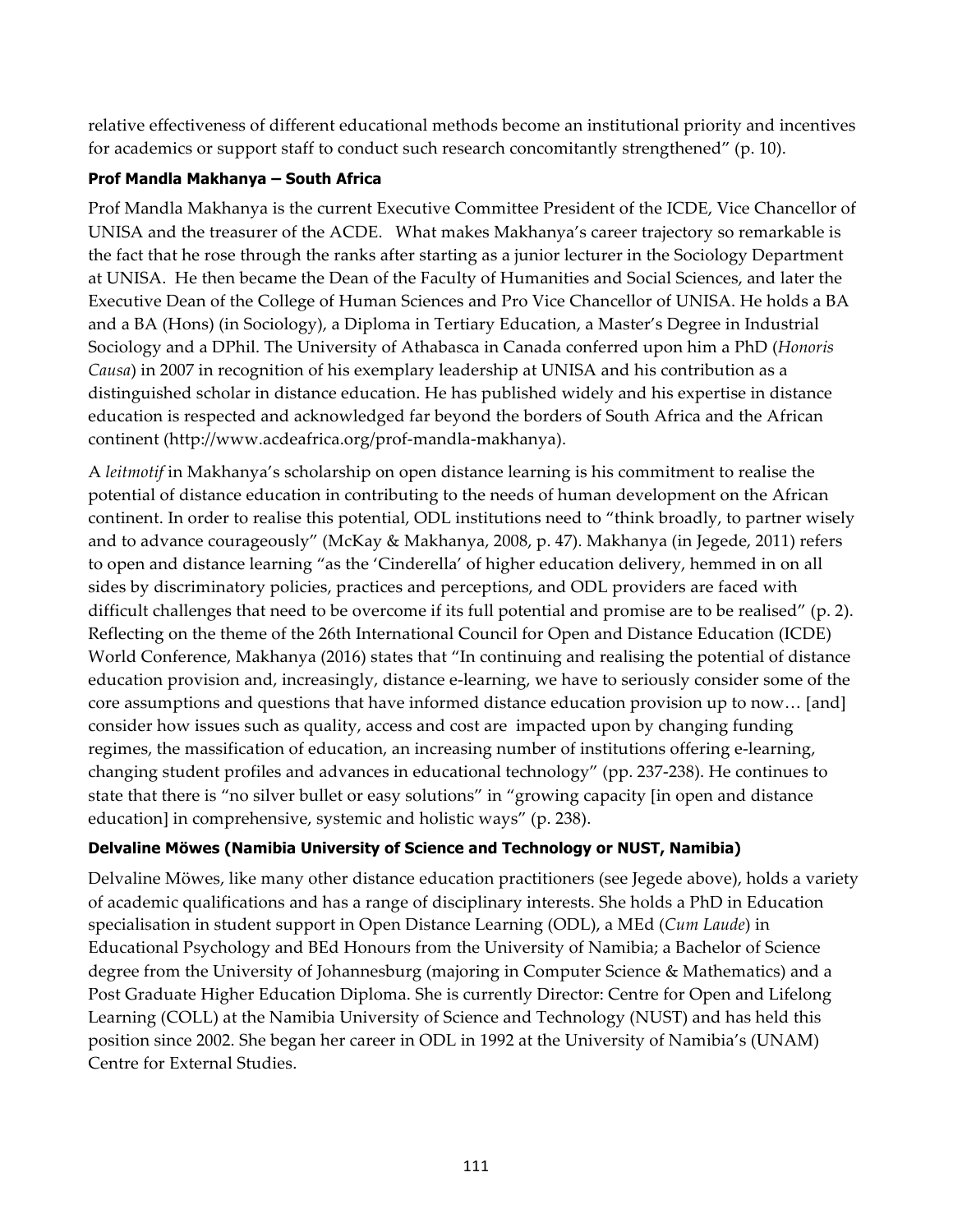relative effectiveness of different educational methods become an institutional priority and incentives for academics or support staff to conduct such research concomitantly strengthened" (p. 10).

### Prof Mandla Makhanya – South Africa

Prof Mandla Makhanya is the current Executive Committee President of the ICDE, Vice Chancellor of UNISA and the treasurer of the ACDE. What makes Makhanya's career trajectory so remarkable is the fact that he rose through the ranks after starting as a junior lecturer in the Sociology Department at UNISA. He then became the Dean of the Faculty of Humanities and Social Sciences, and later the Executive Dean of the College of Human Sciences and Pro Vice Chancellor of UNISA. He holds a BA and a BA (Hons) (in Sociology), a Diploma in Tertiary Education, a Master's Degree in Industrial Sociology and a DPhil. The University of Athabasca in Canada conferred upon him a PhD (*Honoris Causa*) in 2007 in recognition of his exemplary leadership at UNISA and his contribution as a distinguished scholar in distance education. He has published widely and his expertise in distance education is respected and acknowledged far beyond the borders of South Africa and the African continent (http://www.acdeafrica.org/prof-mandla-makhanya).

A *leitmotif* in Makhanya's scholarship on open distance learning is his commitment to realise the potential of distance education in contributing to the needs of human development on the African continent. In order to realise this potential, ODL institutions need to "think broadly, to partner wisely and to advance courageously" (McKay & Makhanya, 2008, p. 47). Makhanya (in Jegede, 2011) refers to open and distance learning "as the 'Cinderella' of higher education delivery, hemmed in on all sides by discriminatory policies, practices and perceptions, and ODL providers are faced with difficult challenges that need to be overcome if its full potential and promise are to be realised" (p. 2). Reflecting on the theme of the 26th International Council for Open and Distance Education (ICDE) World Conference, Makhanya (2016) states that "In continuing and realising the potential of distance education provision and, increasingly, distance e-learning, we have to seriously consider some of the core assumptions and questions that have informed distance education provision up to now… [and] consider how issues such as quality, access and cost are impacted upon by changing funding regimes, the massification of education, an increasing number of institutions offering e-learning, changing student profiles and advances in educational technology" (pp. 237-238). He continues to state that there is "no silver bullet or easy solutions" in "growing capacity [in open and distance education] in comprehensive, systemic and holistic ways" (p. 238).

### Delvaline Möwes (Namibia University of Science and Technology or NUST, Namibia)

Delvaline Möwes, like many other distance education practitioners (see Jegede above), holds a variety of academic qualifications and has a range of disciplinary interests. She holds a PhD in Education specialisation in student support in Open Distance Learning (ODL), a MEd (*Cum Laude*) in Educational Psychology and BEd Honours from the University of Namibia; a Bachelor of Science degree from the University of Johannesburg (majoring in Computer Science & Mathematics) and a Post Graduate Higher Education Diploma. She is currently Director: Centre for Open and Lifelong Learning (COLL) at the Namibia University of Science and Technology (NUST) and has held this position since 2002. She began her career in ODL in 1992 at the University of Namibia's (UNAM) Centre for External Studies.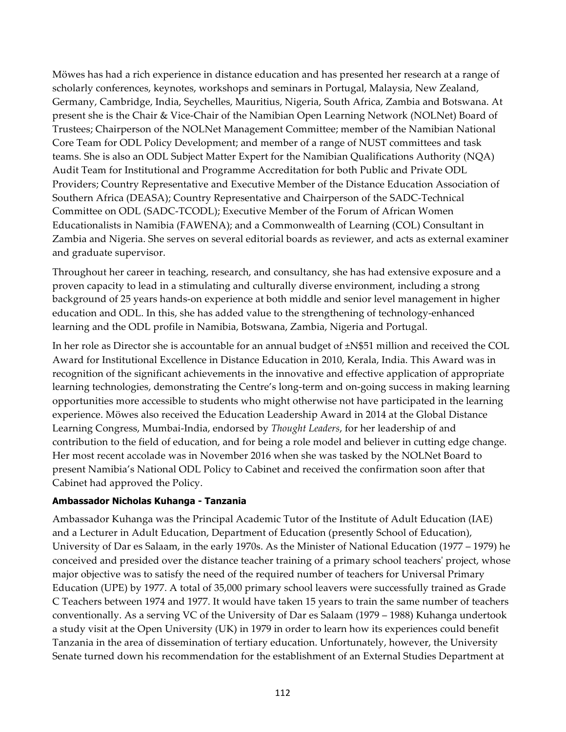Möwes has had a rich experience in distance education and has presented her research at a range of scholarly conferences, keynotes, workshops and seminars in Portugal, Malaysia, New Zealand, Germany, Cambridge, India, Seychelles, Mauritius, Nigeria, South Africa, Zambia and Botswana. At present she is the Chair & Vice-Chair of the Namibian Open Learning Network (NOLNet) Board of Trustees; Chairperson of the NOLNet Management Committee; member of the Namibian National Core Team for ODL Policy Development; and member of a range of NUST committees and task teams. She is also an ODL Subject Matter Expert for the Namibian Qualifications Authority (NQA) Audit Team for Institutional and Programme Accreditation for both Public and Private ODL Providers; Country Representative and Executive Member of the Distance Education Association of Southern Africa (DEASA); Country Representative and Chairperson of the SADC-Technical Committee on ODL (SADC-TCODL); Executive Member of the Forum of African Women Educationalists in Namibia (FAWENA); and a Commonwealth of Learning (COL) Consultant in Zambia and Nigeria. She serves on several editorial boards as reviewer, and acts as external examiner and graduate supervisor.

Throughout her career in teaching, research, and consultancy, she has had extensive exposure and a proven capacity to lead in a stimulating and culturally diverse environment, including a strong background of 25 years hands-on experience at both middle and senior level management in higher education and ODL. In this, she has added value to the strengthening of technology-enhanced learning and the ODL profile in Namibia, Botswana, Zambia, Nigeria and Portugal.

In her role as Director she is accountable for an annual budget of ±N$51 million and received the COL Award for Institutional Excellence in Distance Education in 2010, Kerala, India. This Award was in recognition of the significant achievements in the innovative and effective application of appropriate learning technologies, demonstrating the Centre's long-term and on-going success in making learning opportunities more accessible to students who might otherwise not have participated in the learning experience. Möwes also received the Education Leadership Award in 2014 at the Global Distance Learning Congress, Mumbai-India, endorsed by *Thought Leaders*, for her leadership of and contribution to the field of education, and for being a role model and believer in cutting edge change. Her most recent accolade was in November 2016 when she was tasked by the NOLNet Board to present Namibia's National ODL Policy to Cabinet and received the confirmation soon after that Cabinet had approved the Policy.

**Ambassador Nicholas Kuhanga - Tanzania**

Ambassador Kuhanga was the Principal Academic Tutor of the Institute of Adult Education (IAE) and a Lecturer in Adult Education, Department of Education (presently School of Education), University of Dar es Salaam, in the early 1970s. As the Minister of National Education (1977 – 1979) he conceived and presided over the distance teacher training of a primary school teachers' project, whose major objective was to satisfy the need of the required number of teachers for Universal Primary Education (UPE) by 1977. A total of 35,000 primary school leavers were successfully trained as Grade C Teachers between 1974 and 1977. It would have taken 15 years to train the same number of teachers conventionally. As a serving VC of the University of Dar es Salaam (1979 – 1988) Kuhanga undertook a study visit at the Open University (UK) in 1979 in order to learn how its experiences could benefit Tanzania in the area of dissemination of tertiary education. Unfortunately, however, the University Senate turned down his recommendation for the establishment of an External Studies Department at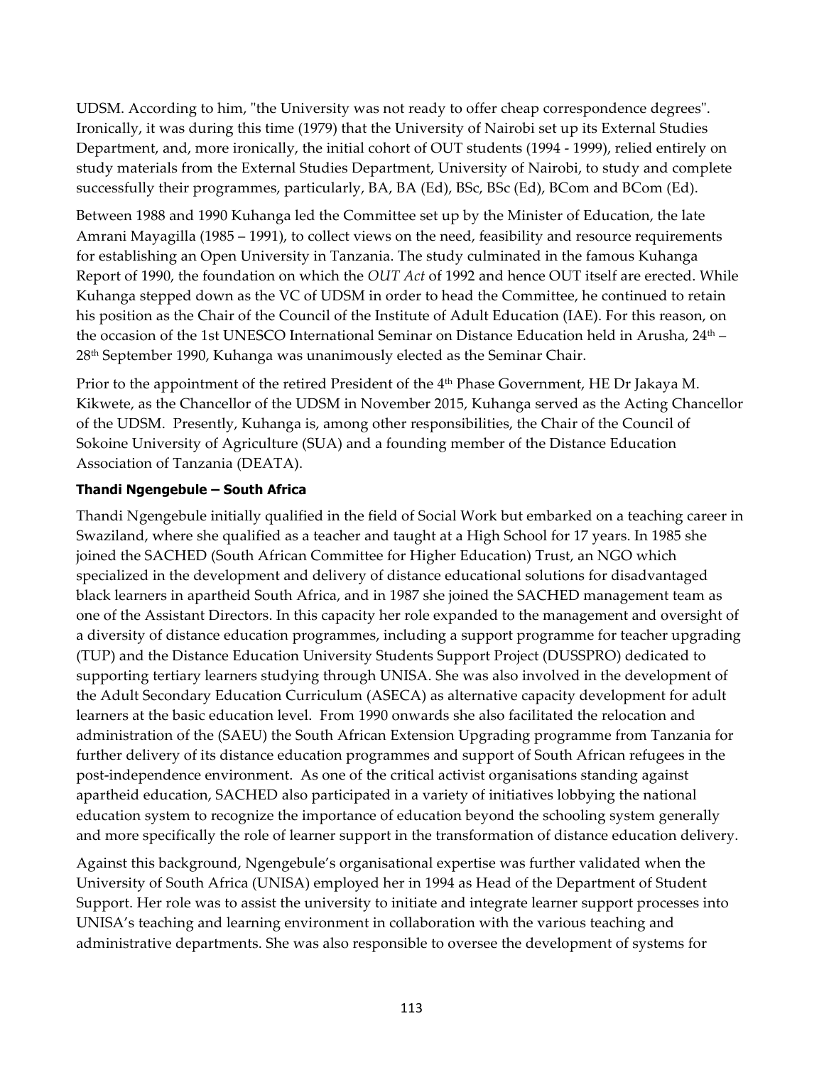UDSM. According to him, "the University was not ready to offer cheap correspondence degrees". Ironically, it was during this time (1979) that the University of Nairobi set up its External Studies Department, and, more ironically, the initial cohort of OUT students (1994 - 1999), relied entirely on study materials from the External Studies Department, University of Nairobi, to study and complete successfully their programmes, particularly, BA, BA (Ed), BSc, BSc (Ed), BCom and BCom (Ed).

Between 1988 and 1990 Kuhanga led the Committee set up by the Minister of Education, the late Amrani Mayagilla (1985 – 1991), to collect views on the need, feasibility and resource requirements for establishing an Open University in Tanzania. The study culminated in the famous Kuhanga Report of 1990, the foundation on which the *OUT Act* of 1992 and hence OUT itself are erected. While Kuhanga stepped down as the VC of UDSM in order to head the Committee, he continued to retain his position as the Chair of the Council of the Institute of Adult Education (IAE). For this reason, on the occasion of the 1st UNESCO International Seminar on Distance Education held in Arusha, 24th – 28th September 1990, Kuhanga was unanimously elected as the Seminar Chair.

Prior to the appointment of the retired President of the 4th Phase Government, HE Dr Jakaya M. Kikwete, as the Chancellor of the UDSM in November 2015, Kuhanga served as the Acting Chancellor of the UDSM. Presently, Kuhanga is, among other responsibilities, the Chair of the Council of Sokoine University of Agriculture (SUA) and a founding member of the Distance Education Association of Tanzania (DEATA).

**Thandi Ngengebule – South Africa**

Thandi Ngengebule initially qualified in the field of Social Work but embarked on a teaching career in Swaziland, where she qualified as a teacher and taught at a High School for 17 years. In 1985 she joined the SACHED (South African Committee for Higher Education) Trust, an NGO which specialized in the development and delivery of distance educational solutions for disadvantaged black learners in apartheid South Africa, and in 1987 she joined the SACHED management team as one of the Assistant Directors. In this capacity her role expanded to the management and oversight of a diversity of distance education programmes, including a support programme for teacher upgrading (TUP) and the Distance Education University Students Support Project (DUSSPRO) dedicated to supporting tertiary learners studying through UNISA. She was also involved in the development of the Adult Secondary Education Curriculum (ASECA) as alternative capacity development for adult learners at the basic education level. From 1990 onwards she also facilitated the relocation and administration of the (SAEU) the South African Extension Upgrading programme from Tanzania for further delivery of its distance education programmes and support of South African refugees in the post-independence environment. As one of the critical activist organisations standing against apartheid education, SACHED also participated in a variety of initiatives lobbying the national education system to recognize the importance of education beyond the schooling system generally and more specifically the role of learner support in the transformation of distance education delivery.

Against this background, Ngengebule's organisational expertise was further validated when the University of South Africa (UNISA) employed her in 1994 as Head of the Department of Student Support. Her role was to assist the university to initiate and integrate learner support processes into UNISA's teaching and learning environment in collaboration with the various teaching and administrative departments. She was also responsible to oversee the development of systems for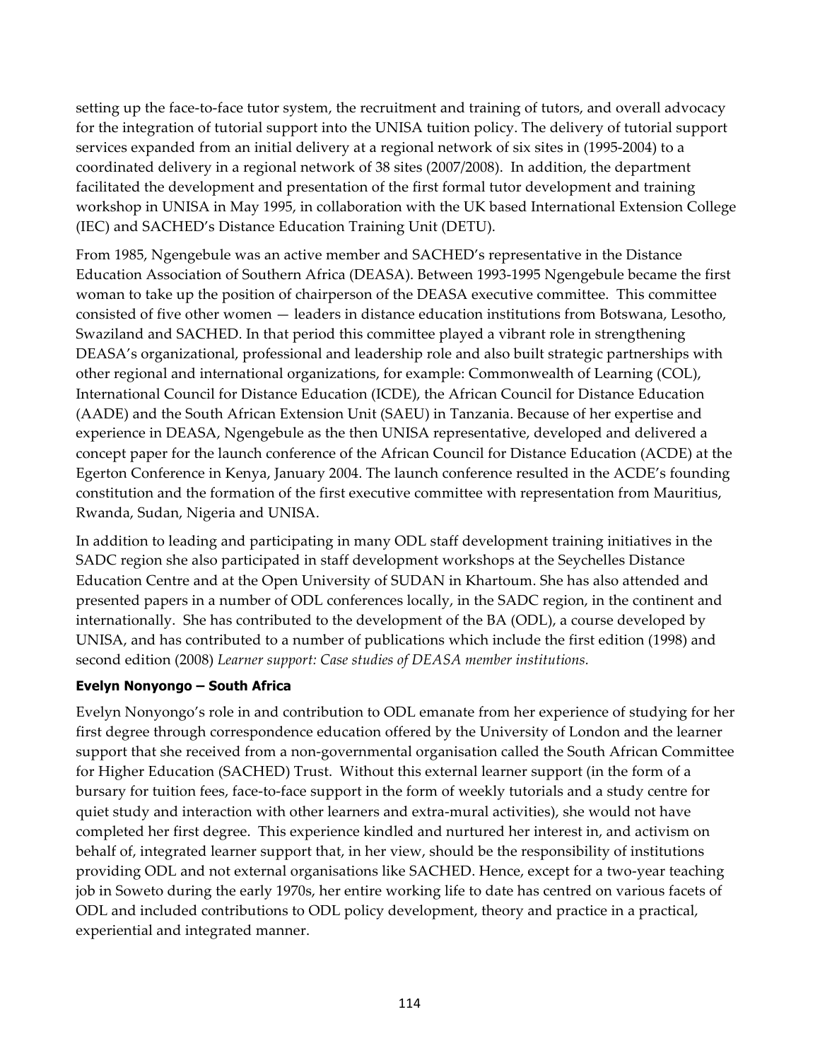setting up the face-to-face tutor system, the recruitment and training of tutors, and overall advocacy for the integration of tutorial support into the UNISA tuition policy. The delivery of tutorial support services expanded from an initial delivery at a regional network of six sites in (1995-2004) to a coordinated delivery in a regional network of 38 sites (2007/2008). In addition, the department facilitated the development and presentation of the first formal tutor development and training workshop in UNISA in May 1995, in collaboration with the UK based International Extension College (IEC) and SACHED's Distance Education Training Unit (DETU).

From 1985, Ngengebule was an active member and SACHED's representative in the Distance Education Association of Southern Africa (DEASA). Between 1993-1995 Ngengebule became the first woman to take up the position of chairperson of the DEASA executive committee. This committee consisted of five other women — leaders in distance education institutions from Botswana, Lesotho, Swaziland and SACHED. In that period this committee played a vibrant role in strengthening DEASA's organizational, professional and leadership role and also built strategic partnerships with other regional and international organizations, for example: Commonwealth of Learning (COL), International Council for Distance Education (ICDE), the African Council for Distance Education (AADE) and the South African Extension Unit (SAEU) in Tanzania. Because of her expertise and experience in DEASA, Ngengebule as the then UNISA representative, developed and delivered a concept paper for the launch conference of the African Council for Distance Education (ACDE) at the Egerton Conference in Kenya, January 2004. The launch conference resulted in the ACDE's founding constitution and the formation of the first executive committee with representation from Mauritius, Rwanda, Sudan, Nigeria and UNISA.

In addition to leading and participating in many ODL staff development training initiatives in the SADC region she also participated in staff development workshops at the Seychelles Distance Education Centre and at the Open University of SUDAN in Khartoum. She has also attended and presented papers in a number of ODL conferences locally, in the SADC region, in the continent and internationally. She has contributed to the development of the BA (ODL), a course developed by UNISA, and has contributed to a number of publications which include the first edition (1998) and second edition (2008) *Learner support: Case studies of DEASA member institutions.*

### Evelyn Nonyongo – South Africa

Evelyn Nonyongo's role in and contribution to ODL emanate from her experience of studying for her first degree through correspondence education offered by the University of London and the learner support that she received from a non-governmental organisation called the South African Committee for Higher Education (SACHED) Trust. Without this external learner support (in the form of a bursary for tuition fees, face-to-face support in the form of weekly tutorials and a study centre for quiet study and interaction with other learners and extra-mural activities), she would not have completed her first degree. This experience kindled and nurtured her interest in, and activism on behalf of, integrated learner support that, in her view, should be the responsibility of institutions providing ODL and not external organisations like SACHED. Hence, except for a two-year teaching job in Soweto during the early 1970s, her entire working life to date has centred on various facets of ODL and included contributions to ODL policy development, theory and practice in a practical, experiential and integrated manner.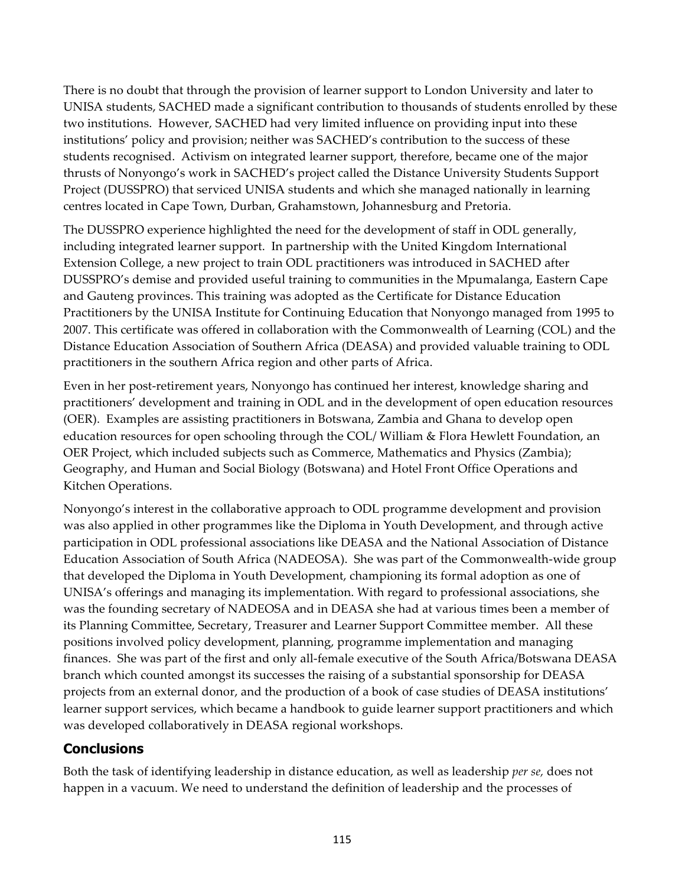There is no doubt that through the provision of learner support to London University and later to UNISA students, SACHED made a significant contribution to thousands of students enrolled by these two institutions. However, SACHED had very limited influence on providing input into these institutions' policy and provision; neither was SACHED's contribution to the success of these students recognised. Activism on integrated learner support, therefore, became one of the major thrusts of Nonyongo's work in SACHED's project called the Distance University Students Support Project (DUSSPRO) that serviced UNISA students and which she managed nationally in learning centres located in Cape Town, Durban, Grahamstown, Johannesburg and Pretoria.

The DUSSPRO experience highlighted the need for the development of staff in ODL generally, including integrated learner support. In partnership with the United Kingdom International Extension College, a new project to train ODL practitioners was introduced in SACHED after DUSSPRO's demise and provided useful training to communities in the Mpumalanga, Eastern Cape and Gauteng provinces. This training was adopted as the Certificate for Distance Education Practitioners by the UNISA Institute for Continuing Education that Nonyongo managed from 1995 to 2007. This certificate was offered in collaboration with the Commonwealth of Learning (COL) and the Distance Education Association of Southern Africa (DEASA) and provided valuable training to ODL practitioners in the southern Africa region and other parts of Africa.

Even in her post-retirement years, Nonyongo has continued her interest, knowledge sharing and practitioners' development and training in ODL and in the development of open education resources (OER). Examples are assisting practitioners in Botswana, Zambia and Ghana to develop open education resources for open schooling through the COL/ William & Flora Hewlett Foundation, an OER Project, which included subjects such as Commerce, Mathematics and Physics (Zambia); Geography, and Human and Social Biology (Botswana) and Hotel Front Office Operations and Kitchen Operations.

Nonyongo's interest in the collaborative approach to ODL programme development and provision was also applied in other programmes like the Diploma in Youth Development, and through active participation in ODL professional associations like DEASA and the National Association of Distance Education Association of South Africa (NADEOSA). She was part of the Commonwealth-wide group that developed the Diploma in Youth Development, championing its formal adoption as one of UNISA's offerings and managing its implementation. With regard to professional associations, she was the founding secretary of NADEOSA and in DEASA she had at various times been a member of its Planning Committee, Secretary, Treasurer and Learner Support Committee member. All these positions involved policy development, planning, programme implementation and managing finances. She was part of the first and only all-female executive of the South Africa/Botswana DEASA branch which counted amongst its successes the raising of a substantial sponsorship for DEASA projects from an external donor, and the production of a book of case studies of DEASA institutions' learner support services, which became a handbook to guide learner support practitioners and which was developed collaboratively in DEASA regional workshops.

## Conclusions

Both the task of identifying leadership in distance education, as well as leadership *per se,* does not happen in a vacuum. We need to understand the definition of leadership and the processes of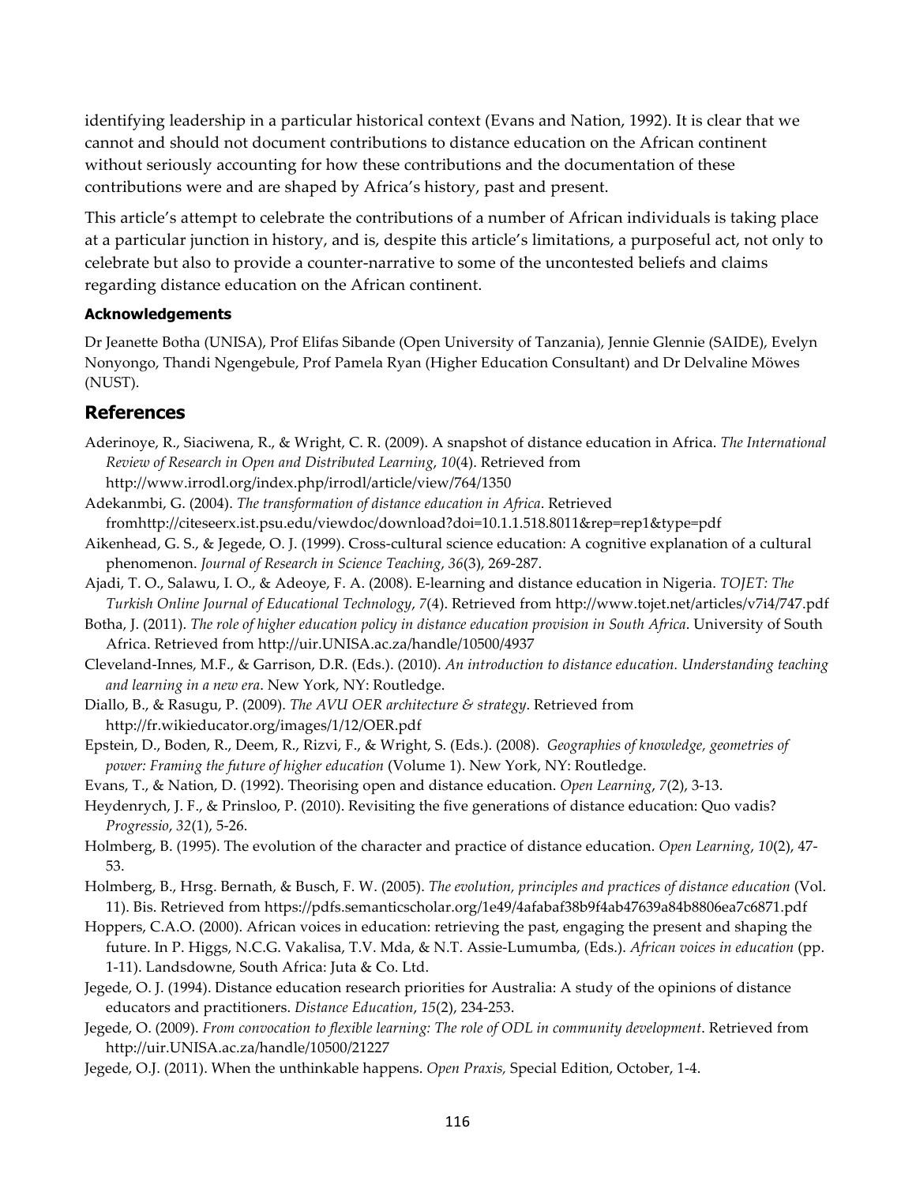identifying leadership in a particular historical context (Evans and Nation, 1992). It is clear that we cannot and should not document contributions to distance education on the African continent without seriously accounting for how these contributions and the documentation of these contributions were and are shaped by Africa's history, past and present.

This article's attempt to celebrate the contributions of a number of African individuals is taking place at a particular junction in history, and is, despite this article's limitations, a purposeful act, not only to celebrate but also to provide a counter-narrative to some of the uncontested beliefs and claims regarding distance education on the African continent.

#### Acknowledgements

Dr Jeanette Botha (UNISA), Prof Elifas Sibande (Open University of Tanzania), Jennie Glennie (SAIDE), Evelyn Nonyongo, Thandi Ngengebule, Prof Pamela Ryan (Higher Education Consultant) and Dr Delvaline Möwes (NUST).

## References

Aderinoye, R., Siaciwena, R., & Wright, C. R. (2009). A snapshot of distance education in Africa. *The International Review of Research in Open and Distributed Learning*, *10*(4). Retrieved from http://www.irrodl.org/index.php/irrodl/article/view/764/1350

Adekanmbi, G. (2004). *The transformation of distance education in Africa*. Retrieved fromhttp://citeseerx.ist.psu.edu/viewdoc/download?doi=10.1.1.518.8011&rep=rep1&type=pdf

Aikenhead, G. S., & Jegede, O. J. (1999). Cross-cultural science education: A cognitive explanation of a cultural phenomenon. *Journal of Research in Science Teaching*, *36*(3), 269-287.

Ajadi, T. O., Salawu, I. O., & Adeoye, F. A. (2008). E-learning and distance education in Nigeria. *TOJET: The Turkish Online Journal of Educational Technology*, *7*(4). Retrieved from http://www.tojet.net/articles/v7i4/747.pdf

Botha, J. (2011). *The role of higher education policy in distance education provision in South Africa*. University of South Africa. Retrieved from http://uir.UNISA.ac.za/handle/10500/4937

Cleveland-Innes, M.F., & Garrison, D.R. (Eds.). (2010). *An introduction to distance education. Understanding teaching and learning in a new era*. New York, NY: Routledge.

Diallo, B., & Rasugu, P. (2009). *The AVU OER architecture & strategy*. Retrieved from http://fr.wikieducator.org/images/1/12/OER.pdf

Epstein, D., Boden, R., Deem, R., Rizvi, F., & Wright, S. (Eds.). (2008). *Geographies of knowledge, geometries of power: Framing the future of higher education* (Volume 1). New York, NY: Routledge.

Evans, T., & Nation, D. (1992). Theorising open and distance education. *Open Learning*, *7*(2), 3-13.

Heydenrych, J. F., & Prinsloo, P. (2010). Revisiting the five generations of distance education: Quo vadis? *Progressio*, *32*(1), 5-26.

Holmberg, B. (1995). The evolution of the character and practice of distance education. *Open Learning*, *10*(2), 47-53.

Holmberg, B., Hrsg. Bernath, & Busch, F. W. (2005). *The evolution, principles and practices of distance education* (Vol. 11). Bis. Retrieved from https://pdfs.semanticscholar.org/1e49/4afabaf38b9f4ab47639a84b8806ea7c6871.pdf

Hoppers, C.A.O. (2000). African voices in education: retrieving the past, engaging the present and shaping the future. In P. Higgs, N.C.G. Vakalisa, T.V. Mda, & N.T. Assie-Lumumba, (Eds.). *African voices in education* (pp. 1-11). Landsdowne, South Africa: Juta & Co. Ltd.

Jegede, O. J. (1994). Distance education research priorities for Australia: A study of the opinions of distance educators and practitioners. *Distance Education*, *15*(2), 234-253.

Jegede, O. (2009). *From convocation to flexible learning: The role of ODL in community development*. Retrieved from http://uir.UNISA.ac.za/handle/10500/21227

Jegede, O.J. (2011). When the unthinkable happens. *Open Praxis,* Special Edition, October, 1-4.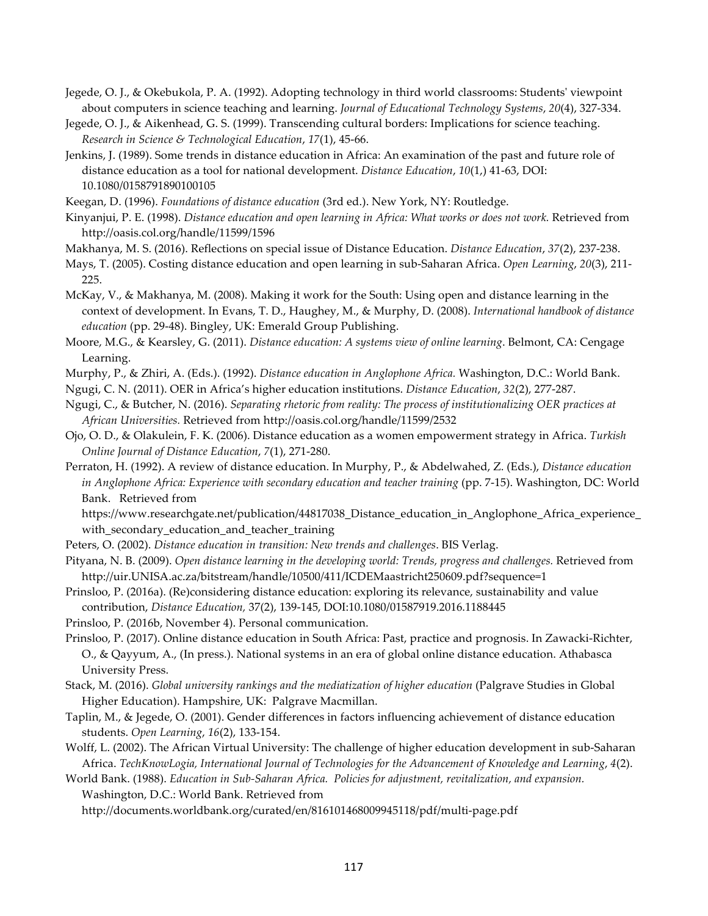Jegede, O. J., & Okebukola, P. A. (1992). Adopting technology in third world classrooms: Students' viewpoint about computers in science teaching and learning. *Journal of Educational Technology Systems*, *20*(4), 327-334.

Jegede, O. J., & Aikenhead, G. S. (1999). Transcending cultural borders: Implications for science teaching. *Research in Science & Technological Education*, *17*(1), 45-66.

Jenkins, J. (1989). Some trends in distance education in Africa: An examination of the past and future role of distance education as a tool for national development. *Distance Education*, *10*(1,) 41-63, DOI: 10.1080/0158791890100105

Keegan, D. (1996). *Foundations of distance education* (3rd ed.). New York, NY: Routledge.

Kinyanjui, P. E. (1998). *Distance education and open learning in Africa: What works or does not work.* Retrieved from http://oasis.col.org/handle/11599/1596

Makhanya, M. S. (2016). Reflections on special issue of Distance Education. *Distance Education*, *37*(2), 237-238.

Mays, T. (2005). Costing distance education and open learning in sub-Saharan Africa. *Open Learning*, *20*(3), 211-225.

McKay, V., & Makhanya, M. (2008). Making it work for the South: Using open and distance learning in the context of development. In Evans, T. D., Haughey, M., & Murphy, D. (2008). *International handbook of distance education* (pp. 29-48). Bingley, UK: Emerald Group Publishing.

Moore, M.G., & Kearsley, G. (2011). *Distance education: A systems view of online learning*. Belmont, CA: Cengage Learning.

Murphy, P., & Zhiri, A. (Eds.). (1992). *Distance education in Anglophone Africa.* Washington, D.C.: World Bank.

Ngugi, C. N. (2011). OER in Africa's higher education institutions. *Distance Education, 32*(2), 277-287.

Ngugi, C., & Butcher, N. (2016). *Separating rhetoric from reality: The process of institutionalizing OER practices at African Universities.* Retrieved from http://oasis.col.org/handle/11599/2532

Ojo, O. D., & Olakulein, F. K. (2006). Distance education as a women empowerment strategy in Africa. *Turkish Online Journal of Distance Education*, *7*(1), 271-280.

Perraton, H. (1992). A review of distance education. In Murphy, P., & Abdelwahed, Z. (Eds.), *Distance education in Anglophone Africa: Experience with secondary education and teacher training* (pp. 7-15). Washington, DC: World Bank. Retrieved from https://www.researchgate.net/publication/44817038_Distance_education_in_Anglophone_Africa_experience_with_secondary_education_and_teacher_training

Peters, O. (2002). *Distance education in transition: New trends and challenges*. BIS Verlag.

Pityana, N. B. (2009). *Open distance learning in the developing world: Trends, progress and challenges.* Retrieved from http://uir.UNISA.ac.za/bitstream/handle/10500/411/ICDEMaastricht250609.pdf?sequence=1

Prinsloo, P. (2016a). (Re)considering distance education: exploring its relevance, sustainability and value contribution, *Distance Education,* 37(2), 139-145, DOI:10.1080/01587919.2016.1188445

Prinsloo, P. (2016b, November 4). Personal communication.

Prinsloo, P. (2017). Online distance education in South Africa: Past, practice and prognosis. In Zawacki-Richter, O., & Qayyum, A., (In press.). National systems in an era of global online distance education. Athabasca University Press.

Stack, M. (2016). *Global university rankings and the mediatization of higher education* (Palgrave Studies in Global Higher Education). Hampshire, UK: Palgrave Macmillan.

Taplin, M., & Jegede, O. (2001). Gender differences in factors influencing achievement of distance education students. *Open Learning*, *16*(2), 133-154.

Wolff, L. (2002). The African Virtual University: The challenge of higher education development in sub-Saharan Africa. *TechKnowLogia, International Journal of Technologies for the Advancement of Knowledge and Learning*, *4*(2).

World Bank. (1988). *Education in Sub-Saharan Africa. Policies for adjustment, revitalization, and expansion.* Washington, D.C.: World Bank. Retrieved from http://documents.worldbank.org/curated/en/816101468009945118/pdf/multi-page.pdf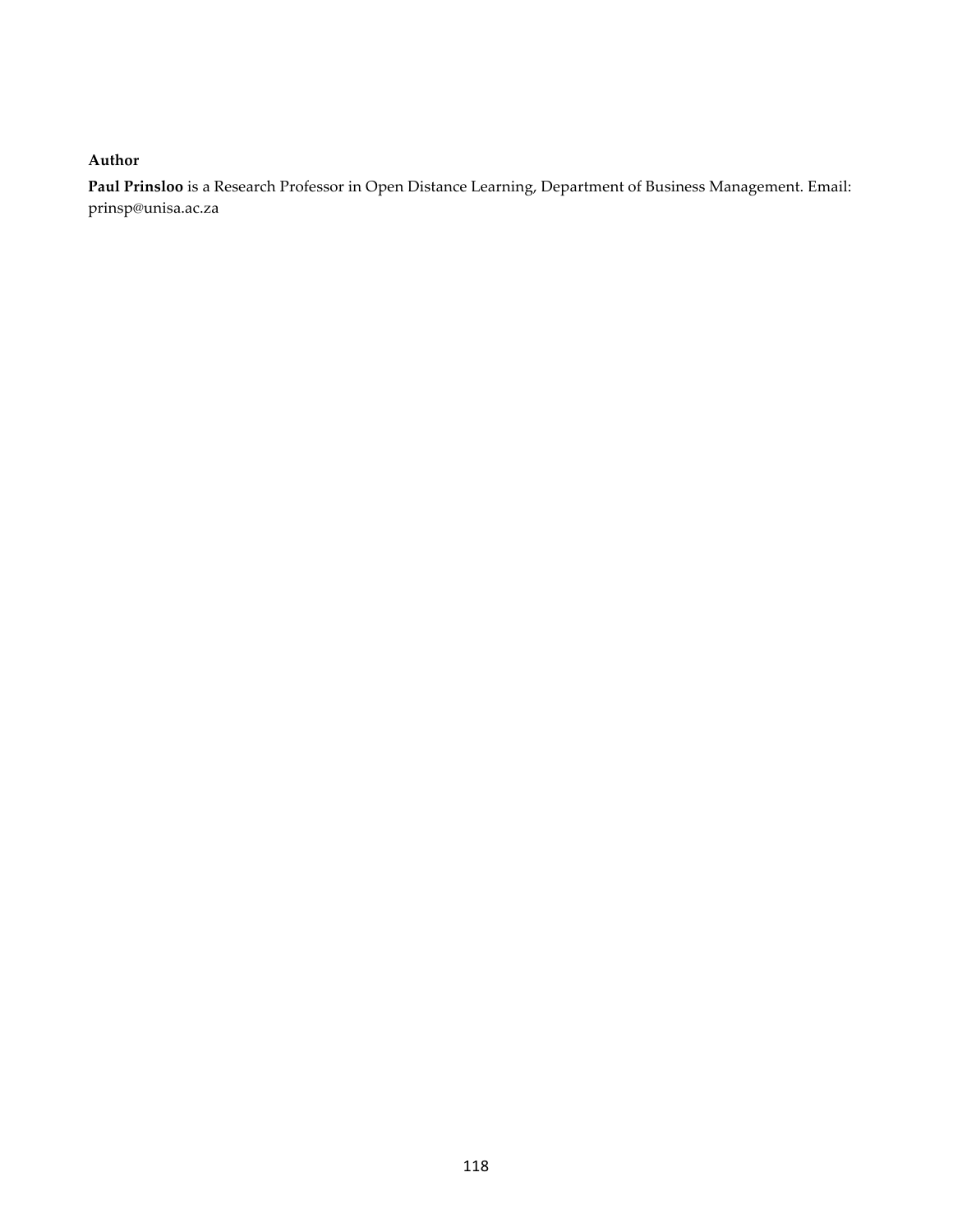**Author**

**Paul Prinsloo** is a Research Professor in Open Distance Learning, Department of Business Management. Email: prinsp@unisa.ac.za